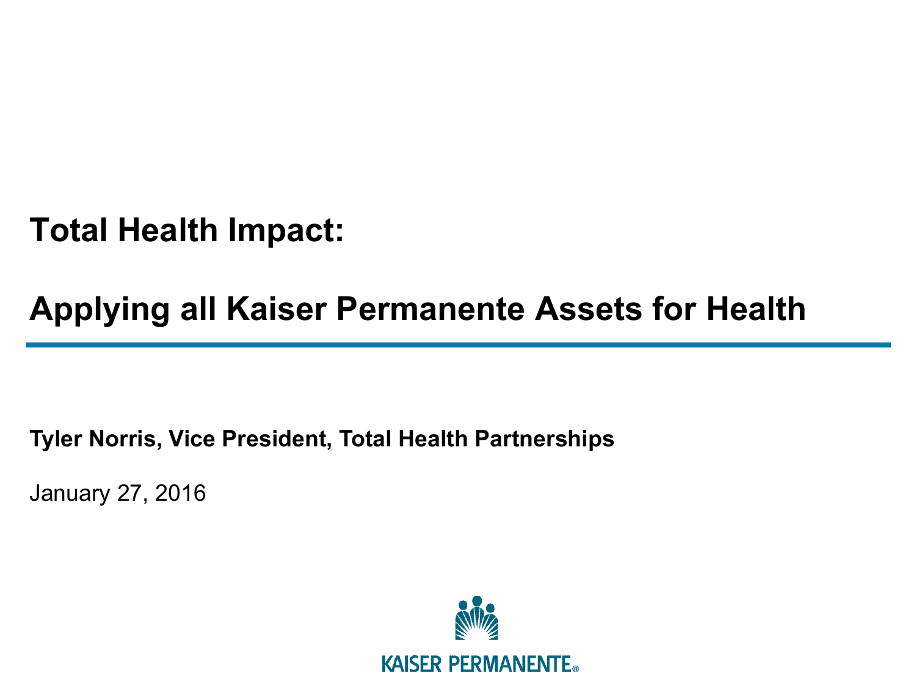# Total Health Impact:

# Applying all Kaiser Permanente Assets for Health

**Tyler Norris, Vice President, Total Health Partnerships**

January 27, 2016

KAISER PERMANENTE®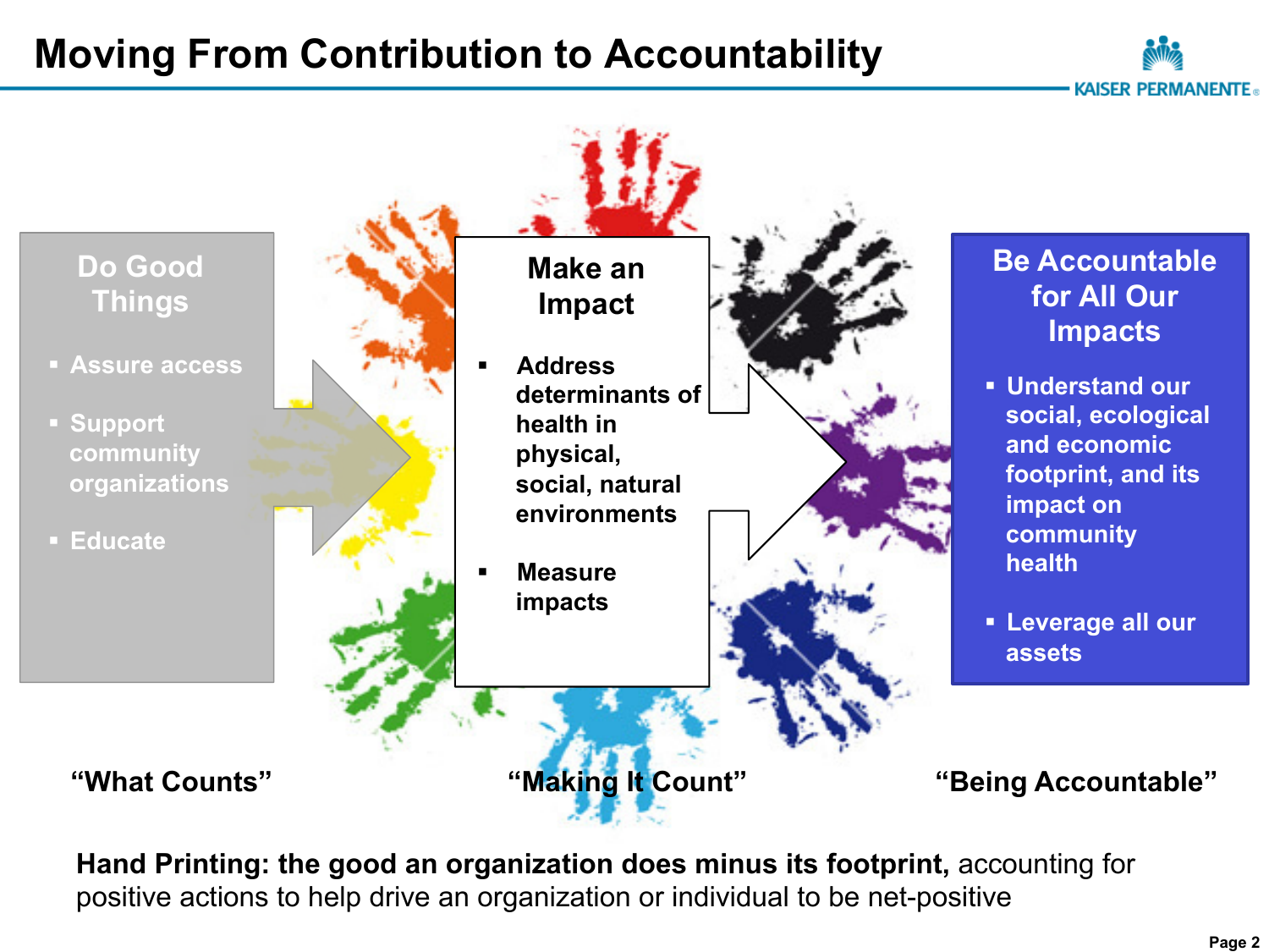# Moving From Contribution to Accountability

## Do Good Things

- Assure access
- Support community organizations
- Educate

"What Counts"

## Make an Impact

- Address determinants of health in physical, social, natural environments
- Measure impacts

"Making It Count"

## Be Accountable for All Our Impacts

- Understand our social, ecological and economic footprint, and its impact on community health
- Leverage all our assets

"Being Accountable"

**Hand Printing: the good an organization does minus its footprint,** accounting for positive actions to help drive an organization or individual to be net-positive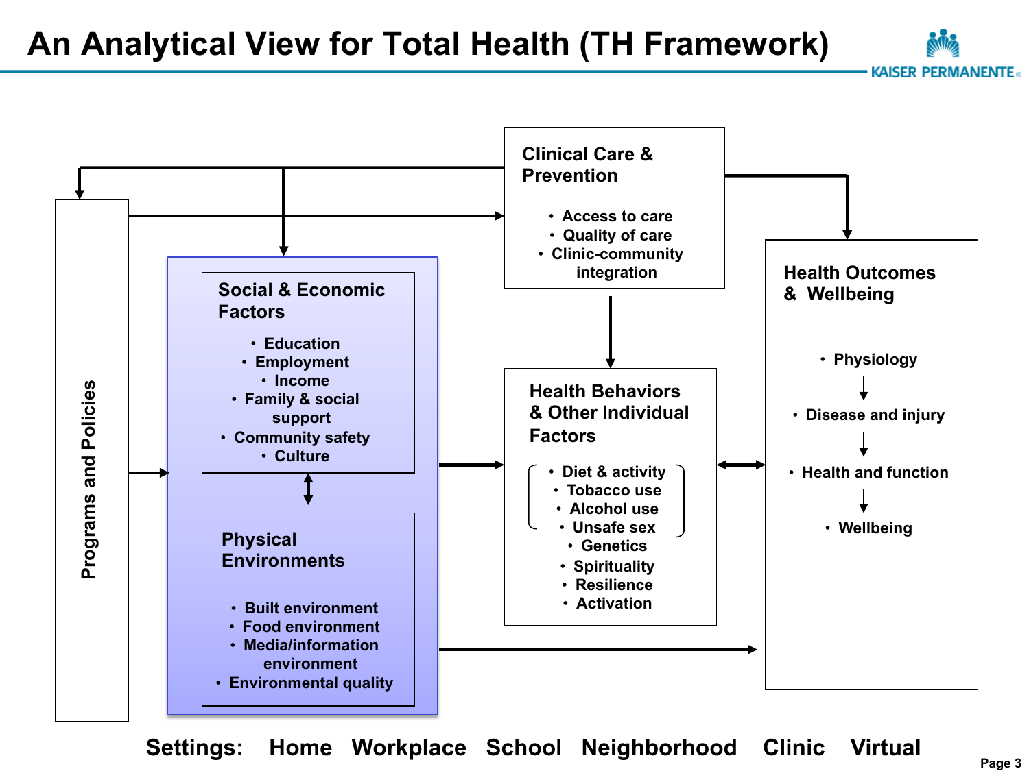# An Analytical View for Total Health (TH Framework)

KAISER PERMANENTE®

**Programs and Policies**

**Clinical Care & Prevention**

- Access to care
- Quality of care
- Clinic-community integration

**Social & Economic Factors**

- Education
- Employment
- Income
- Family & social support
- Community safety
- Culture

**Physical Environments**

- Built environment
- Food environment
- Media/information environment
- Environmental quality

**Health Behaviors & Other Individual Factors**

- Diet & activity
- Tobacco use
- Alcohol use
- Unsafe sex
- Genetics
- Spirituality
- Resilience
- Activation

**Health Outcomes & Wellbeing**

- Physiology
- Disease and injury
- Health and function
- Wellbeing

**Settings: Home Workplace School Neighborhood Clinic Virtual**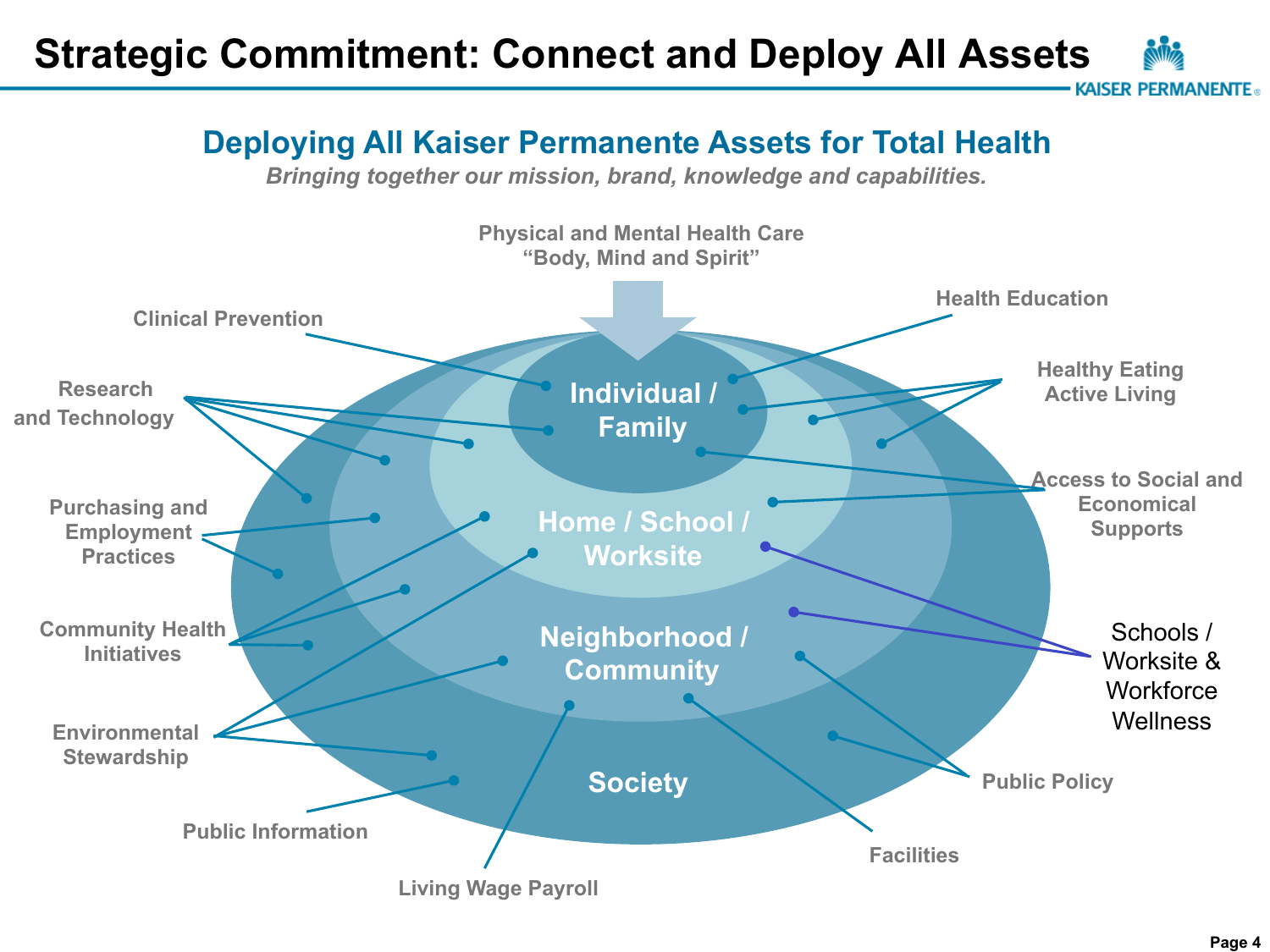# Strategic Commitment: Connect and Deploy All Assets

## Deploying All Kaiser Permanente Assets for Total Health

*Bringing together our mission, brand, knowledge and capabilities.*

Physical and Mental Health Care
"Body, Mind and Spirit"

- Individual / Family
- Home / School / Worksite
- Neighborhood / Community
- Society

Clinical Prevention

Health Education

Research and Technology

Healthy Eating Active Living

Purchasing and Employment Practices

Access to Social and Economical Supports

Community Health Initiatives

Schools / Worksite & Workforce Wellness

Environmental Stewardship

Public Policy

Public Information

Facilities

Living Wage Payroll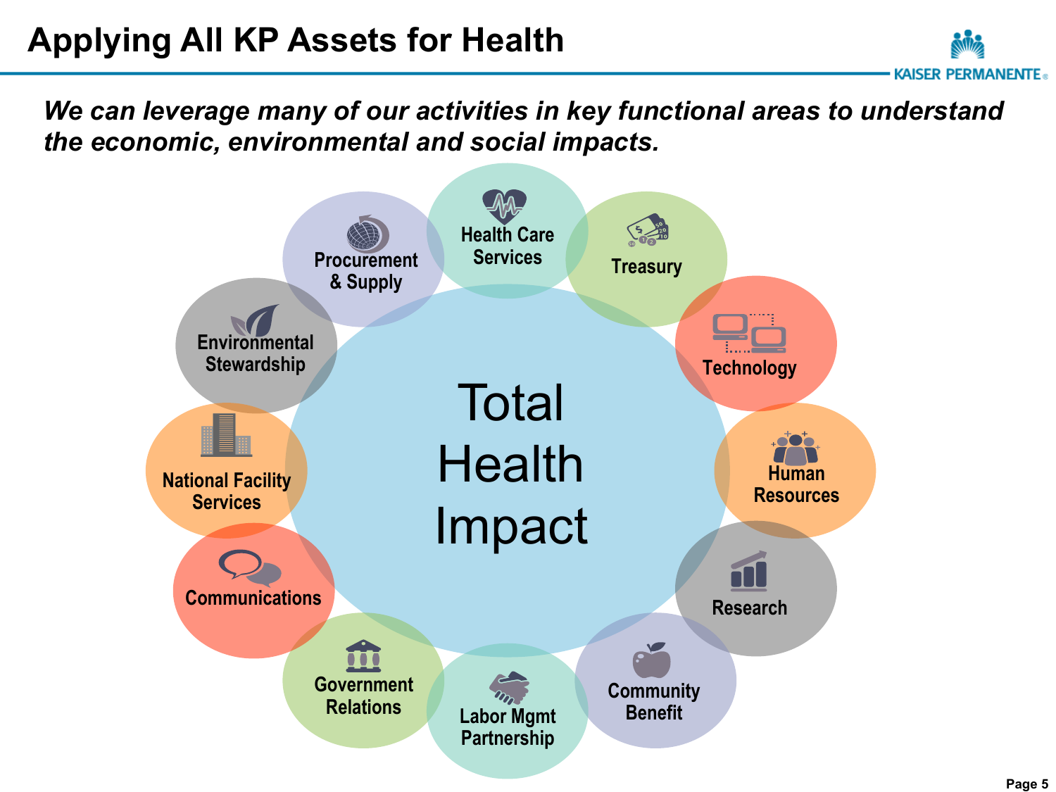# Applying All KP Assets for Health

***We can leverage many of our activities in key functional areas to understand the economic, environmental and social impacts.***

Total Health Impact

- Health Care Services
- Treasury
- Technology
- Human Resources
- Research
- Community Benefit
- Labor Mgmt Partnership
- Government Relations
- Communications
- National Facility Services
- Environmental Stewardship
- Procurement & Supply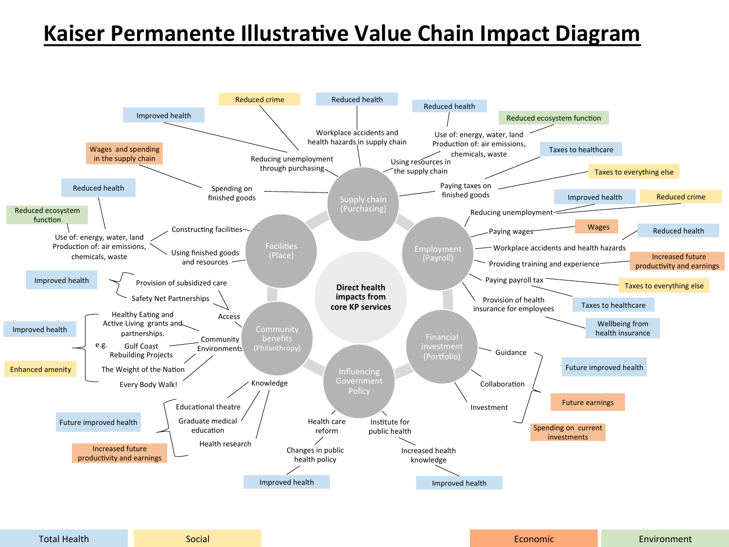# Kaiser Permanente Illustrative Value Chain Impact Diagram

Direct health impacts from core KP services

Supply chain (Purchasing)

Reducing unemployment through purchasing
Improved health
Reduced crime

Workplace accidents and health hazards in supply chain
Reduced health

Using resources in the supply chain
Use of: energy, water, land
Production of: air emissions, chemicals, waste
Reduced health
Reduced ecosystem function

Paying taxes on finished goods
Taxes to healthcare
Taxes to everything else

Spending on finished goods
Wages and spending in the supply chain

Employment (Payroll)

Reducing unemployment
Improved health
Reduced crime

Paying wages
Wages

Workplace accidents and health hazards
Reduced health

Providing training and experience
Increased future productivity and earnings

Paying payroll tax
Taxes to everything else
Taxes to healthcare

Provision of health insurance for employees
Wellbeing from health insurance

Financial investment (Portfolio)

Guidance
Collaboration
Investment
Future improved health
Future earnings
Spending on current investments

Influencing Government Policy

Health care reform
Changes in public health policy
Improved health

Institute for public health
Increased health knowledge
Improved health

Community benefits (Philanthropy)

Access
Provision of subsidized care
Safety Net Partnerships
Improved health

Community Environments
e.g. Healthy Eating and Active Living grants and partnerships.
Gulf Coast Rebuilding Projects
The Weight of the Nation
Every Body Walk!
Improved health
Enhanced amenity

Knowledge
Educational theatre
Graduate medical education
Health research
Future improved health
Increased future productivity and earnings

Facilities (Place)

Constructing facilities
Using finished goods and resources
Use of: energy, water, land
Production of: air emissions, chemicals, waste
Reduced health
Reduced ecosystem function

Total Health | Social | Economic | Environment